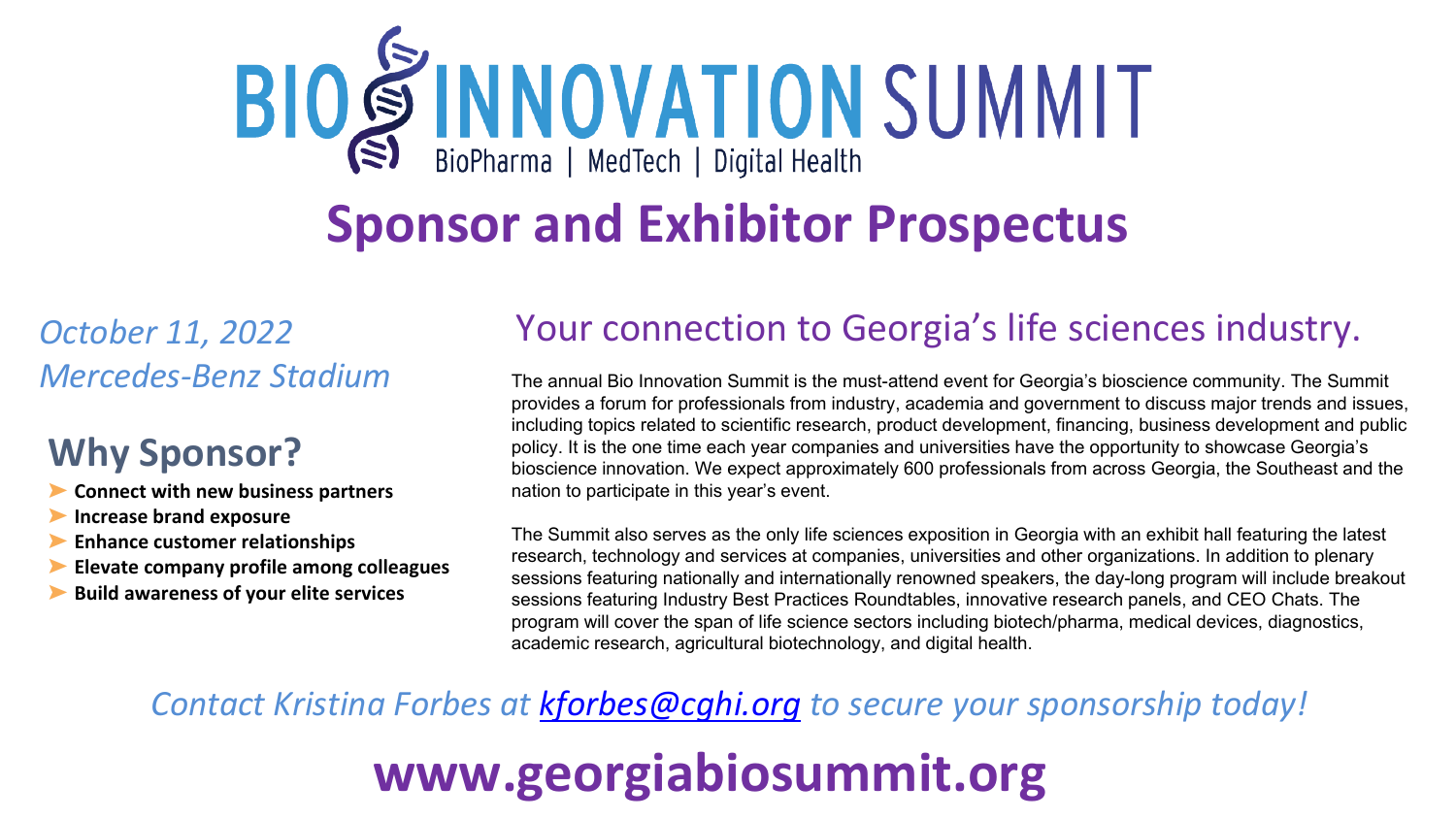# BIO INNOVATION SUMMIT

BioPharma | MedTech | Digital Health

# Sponsor and Exhibitor Prospectus

*October 11, 2022*
*Mercedes-Benz Stadium*

## Why Sponsor?

- **Connect with new business partners**
- **Increase brand exposure**
- **Enhance customer relationships**
- **Elevate company profile among colleagues**
- **Build awareness of your elite services**

## Your connection to Georgia's life sciences industry.

The annual Bio Innovation Summit is the must-attend event for Georgia's bioscience community. The Summit provides a forum for professionals from industry, academia and government to discuss major trends and issues, including topics related to scientific research, product development, financing, business development and public policy. It is the one time each year companies and universities have the opportunity to showcase Georgia's bioscience innovation. We expect approximately 600 professionals from across Georgia, the Southeast and the nation to participate in this year's event.

The Summit also serves as the only life sciences exposition in Georgia with an exhibit hall featuring the latest research, technology and services at companies, universities and other organizations. In addition to plenary sessions featuring nationally and internationally renowned speakers, the day-long program will include breakout sessions featuring Industry Best Practices Roundtables, innovative research panels, and CEO Chats. The program will cover the span of life science sectors including biotech/pharma, medical devices, diagnostics, academic research, agricultural biotechnology, and digital health.

*Contact Kristina Forbes at kforbes@cghi.org to secure your sponsorship today!*

## www.georgiabiosummit.org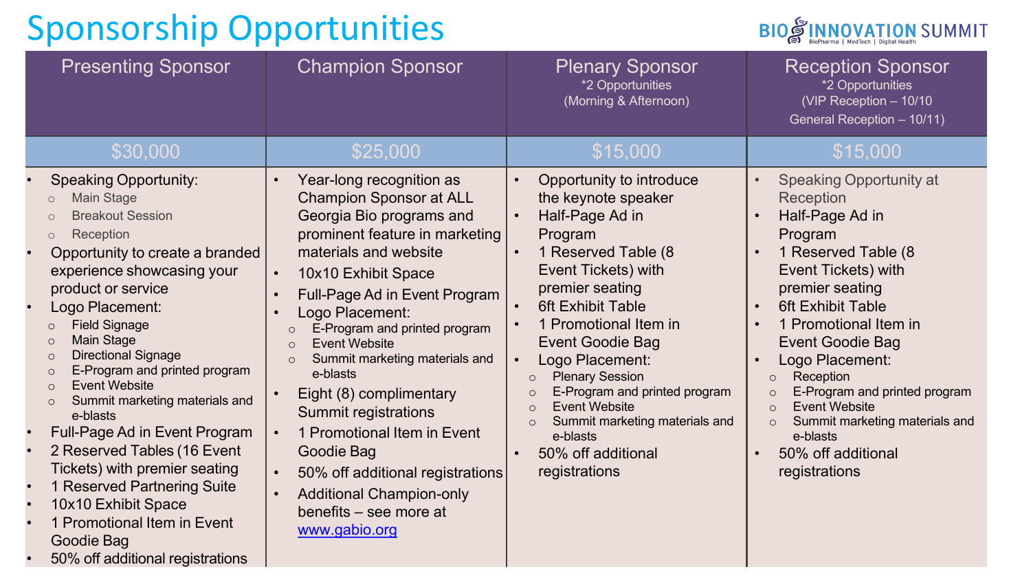# Sponsorship Opportunities

| Presenting Sponsor | Champion Sponsor | Plenary Sponsor *2 Opportunities (Morning & Afternoon) | Reception Sponsor *2 Opportunities (VIP Reception – 10/10 General Reception – 10/11) |
|---|---|---|---|
| $30,000 | $25,000 | $15,000 | $15,000 |
| • Speaking Opportunity:<br>○ Main Stage<br>○ Breakout Session<br>○ Reception<br>• Opportunity to create a branded experience showcasing your product or service<br>• Logo Placement:<br>○ Field Signage<br>○ Main Stage<br>○ Directional Signage<br>○ E-Program and printed program<br>○ Event Website<br>○ Summit marketing materials and e-blasts<br>• Full-Page Ad in Event Program<br>• 2 Reserved Tables (16 Event Tickets) with premier seating<br>• 1 Reserved Partnering Suite<br>• 10x10 Exhibit Space<br>• 1 Promotional Item in Event Goodie Bag<br>• 50% off additional registrations | • Year-long recognition as Champion Sponsor at ALL Georgia Bio programs and prominent feature in marketing materials and website<br>• 10x10 Exhibit Space<br>• Full-Page Ad in Event Program<br>• Logo Placement:<br>○ E-Program and printed program<br>○ Event Website<br>○ Summit marketing materials and e-blasts<br>• Eight (8) complimentary Summit registrations<br>• 1 Promotional Item in Event Goodie Bag<br>• 50% off additional registrations<br>• Additional Champion-only benefits – see more at www.gabio.org | • Opportunity to introduce the keynote speaker<br>• Half-Page Ad in Program<br>• 1 Reserved Table (8 Event Tickets) with premier seating<br>• 6ft Exhibit Table<br>• 1 Promotional Item in Event Goodie Bag<br>• Logo Placement:<br>○ Plenary Session<br>○ E-Program and printed program<br>○ Event Website<br>○ Summit marketing materials and e-blasts<br>• 50% off additional registrations | • Speaking Opportunity at Reception<br>• Half-Page Ad in Program<br>• 1 Reserved Table (8 Event Tickets) with premier seating<br>• 6ft Exhibit Table<br>• 1 Promotional Item in Event Goodie Bag<br>• Logo Placement:<br>○ Reception<br>○ E-Program and printed program<br>○ Event Website<br>○ Summit marketing materials and e-blasts<br>• 50% off additional registrations |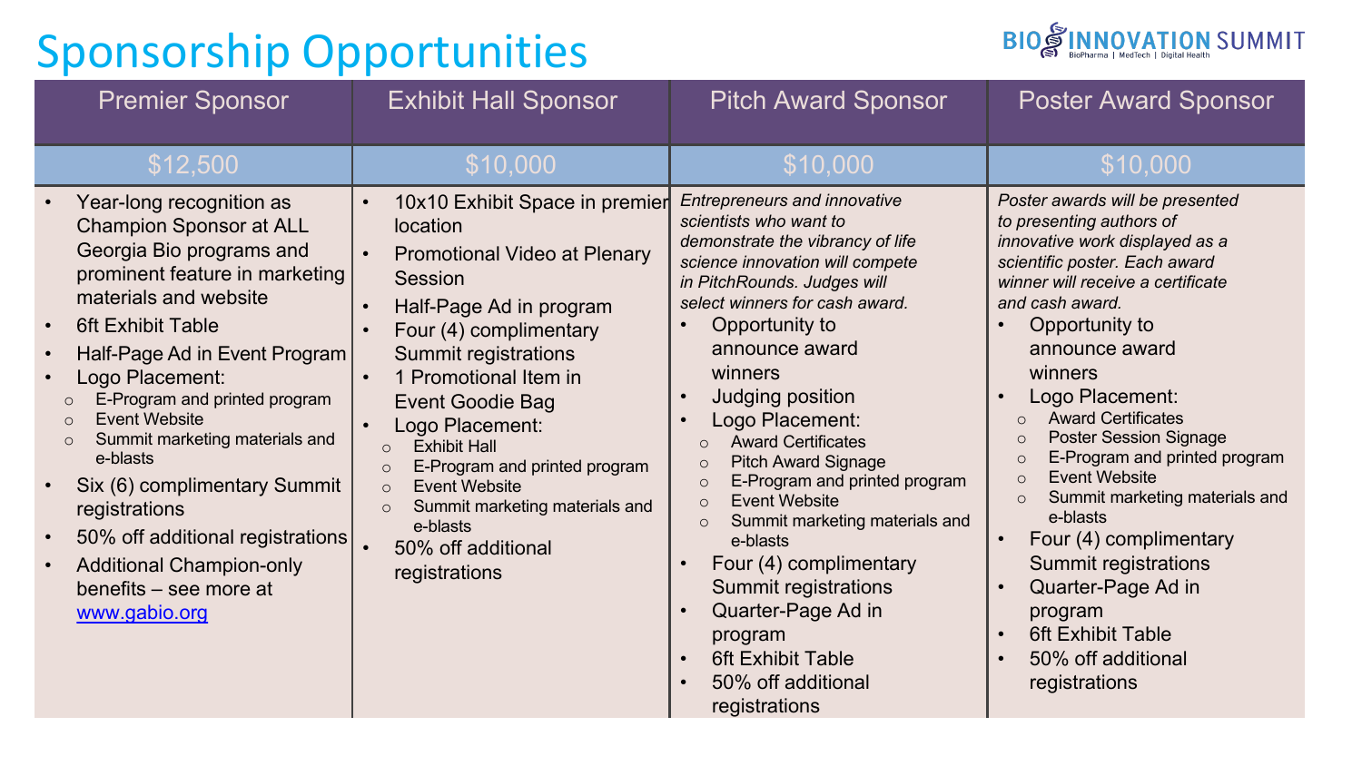# Sponsorship Opportunities

| Premier Sponsor | Exhibit Hall Sponsor | Pitch Award Sponsor | Poster Award Sponsor |
|---|---|---|---|
| $12,500 | $10,000 | $10,000 | $10,000 |
| • Year-long recognition as Champion Sponsor at ALL Georgia Bio programs and prominent feature in marketing materials and website<br>• 6ft Exhibit Table<br>• Half-Page Ad in Event Program<br>• Logo Placement:<br>  ○ E-Program and printed program<br>  ○ Event Website<br>  ○ Summit marketing materials and e-blasts<br>• Six (6) complimentary Summit registrations<br>• 50% off additional registrations<br>• Additional Champion-only benefits – see more at www.gabio.org | • 10x10 Exhibit Space in premier location<br>• Promotional Video at Plenary Session<br>• Half-Page Ad in program<br>• Four (4) complimentary Summit registrations<br>• 1 Promotional Item in Event Goodie Bag<br>• Logo Placement:<br>  ○ Exhibit Hall<br>  ○ E-Program and printed program<br>  ○ Event Website<br>  ○ Summit marketing materials and e-blasts<br>• 50% off additional registrations | *Entrepreneurs and innovative scientists who want to demonstrate the vibrancy of life science innovation will compete in PitchRounds. Judges will select winners for cash award.*<br>• Opportunity to announce award winners<br>• Judging position<br>• Logo Placement:<br>  ○ Award Certificates<br>  ○ Pitch Award Signage<br>  ○ E-Program and printed program<br>  ○ Event Website<br>  ○ Summit marketing materials and e-blasts<br>• Four (4) complimentary Summit registrations<br>• Quarter-Page Ad in program<br>• 6ft Exhibit Table<br>• 50% off additional registrations | *Poster awards will be presented to presenting authors of innovative work displayed as a scientific poster. Each award winner will receive a certificate and cash award.*<br>• Opportunity to announce award winners<br>• Logo Placement:<br>  ○ Award Certificates<br>  ○ Poster Session Signage<br>  ○ E-Program and printed program<br>  ○ Event Website<br>  ○ Summit marketing materials and e-blasts<br>• Four (4) complimentary Summit registrations<br>• Quarter-Page Ad in program<br>• 6ft Exhibit Table<br>• 50% off additional registrations |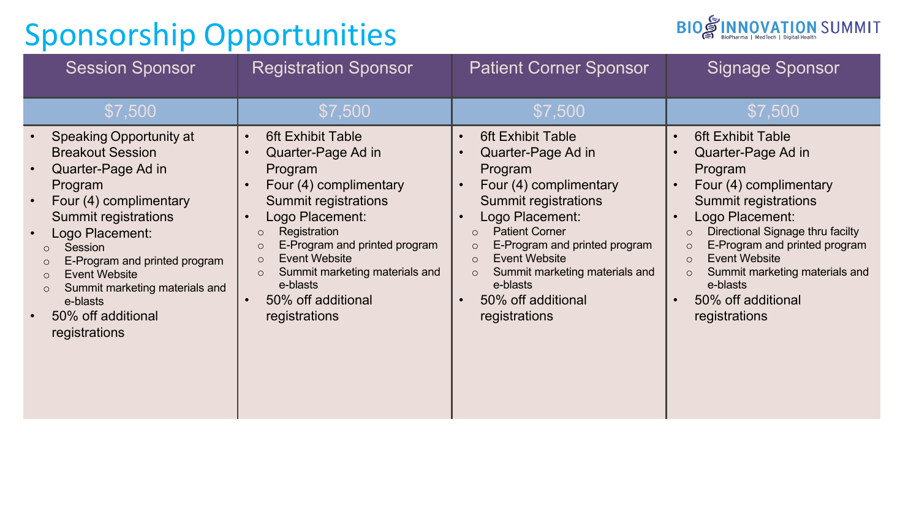# Sponsorship Opportunities

| Session Sponsor | Registration Sponsor | Patient Corner Sponsor | Signage Sponsor |
|---|---|---|---|
| $7,500 | $7,500 | $7,500 | $7,500 |
| • Speaking Opportunity at Breakout Session<br>• Quarter-Page Ad in Program<br>• Four (4) complimentary Summit registrations<br>• Logo Placement:<br>&nbsp;&nbsp;○ Session<br>&nbsp;&nbsp;○ E-Program and printed program<br>&nbsp;&nbsp;○ Event Website<br>&nbsp;&nbsp;○ Summit marketing materials and e-blasts<br>• 50% off additional registrations | • 6ft Exhibit Table<br>• Quarter-Page Ad in Program<br>• Four (4) complimentary Summit registrations<br>• Logo Placement:<br>&nbsp;&nbsp;○ Registration<br>&nbsp;&nbsp;○ E-Program and printed program<br>&nbsp;&nbsp;○ Event Website<br>&nbsp;&nbsp;○ Summit marketing materials and e-blasts<br>• 50% off additional registrations | • 6ft Exhibit Table<br>• Quarter-Page Ad in Program<br>• Four (4) complimentary Summit registrations<br>• Logo Placement:<br>&nbsp;&nbsp;○ Patient Corner<br>&nbsp;&nbsp;○ E-Program and printed program<br>&nbsp;&nbsp;○ Event Website<br>&nbsp;&nbsp;○ Summit marketing materials and e-blasts<br>• 50% off additional registrations | • 6ft Exhibit Table<br>• Quarter-Page Ad in Program<br>• Four (4) complimentary Summit registrations<br>• Logo Placement:<br>&nbsp;&nbsp;○ Directional Signage thru facilty<br>&nbsp;&nbsp;○ E-Program and printed program<br>&nbsp;&nbsp;○ Event Website<br>&nbsp;&nbsp;○ Summit marketing materials and e-blasts<br>• 50% off additional registrations |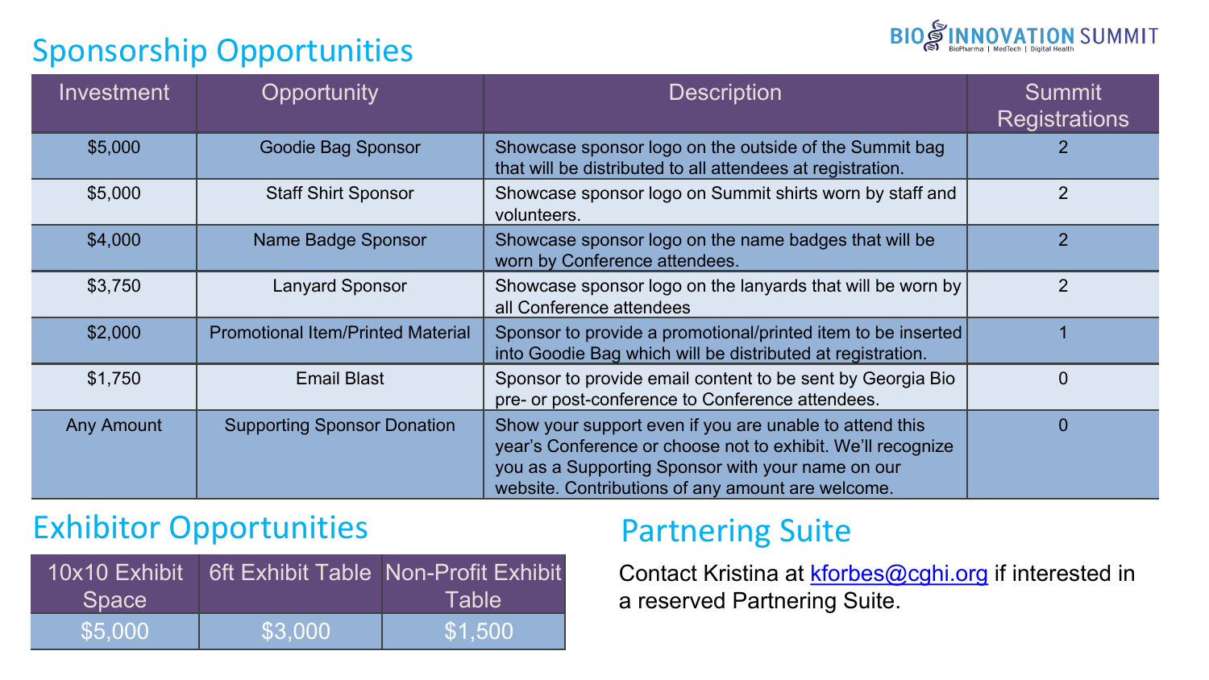BIO INNOVATION SUMMIT
BioPharma | MedTech | Digital Health

## Sponsorship Opportunities

| Investment | Opportunity | Description | Summit Registrations |
|---|---|---|---|
| $5,000 | Goodie Bag Sponsor | Showcase sponsor logo on the outside of the Summit bag that will be distributed to all attendees at registration. | 2 |
| $5,000 | Staff Shirt Sponsor | Showcase sponsor logo on Summit shirts worn by staff and volunteers. | 2 |
| $4,000 | Name Badge Sponsor | Showcase sponsor logo on the name badges that will be worn by Conference attendees. | 2 |
| $3,750 | Lanyard Sponsor | Showcase sponsor logo on the lanyards that will be worn by all Conference attendees | 2 |
| $2,000 | Promotional Item/Printed Material | Sponsor to provide a promotional/printed item to be inserted into Goodie Bag which will be distributed at registration. | 1 |
| $1,750 | Email Blast | Sponsor to provide email content to be sent by Georgia Bio pre- or post-conference to Conference attendees. | 0 |
| Any Amount | Supporting Sponsor Donation | Show your support even if you are unable to attend this year's Conference or choose not to exhibit. We'll recognize you as a Supporting Sponsor with your name on our website. Contributions of any amount are welcome. | 0 |

## Exhibitor Opportunities

| 10x10 Exhibit Space | 6ft Exhibit Table | Non-Profit Exhibit Table |
|---|---|---|
| $5,000 | $3,000 | $1,500 |

## Partnering Suite

Contact Kristina at kforbes@cghi.org if interested in a reserved Partnering Suite.